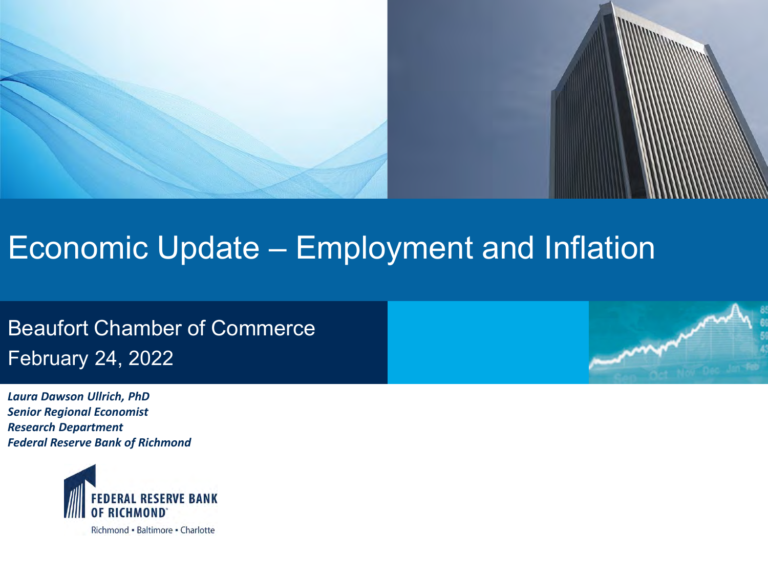# Economic Update – Employment and Inflation

Beaufort Chamber of Commerce
February 24, 2022

***Laura Dawson Ullrich, PhD***
***Senior Regional Economist***
***Research Department***
***Federal Reserve Bank of Richmond***

FEDERAL RESERVE BANK OF RICHMOND
Richmond • Baltimore • Charlotte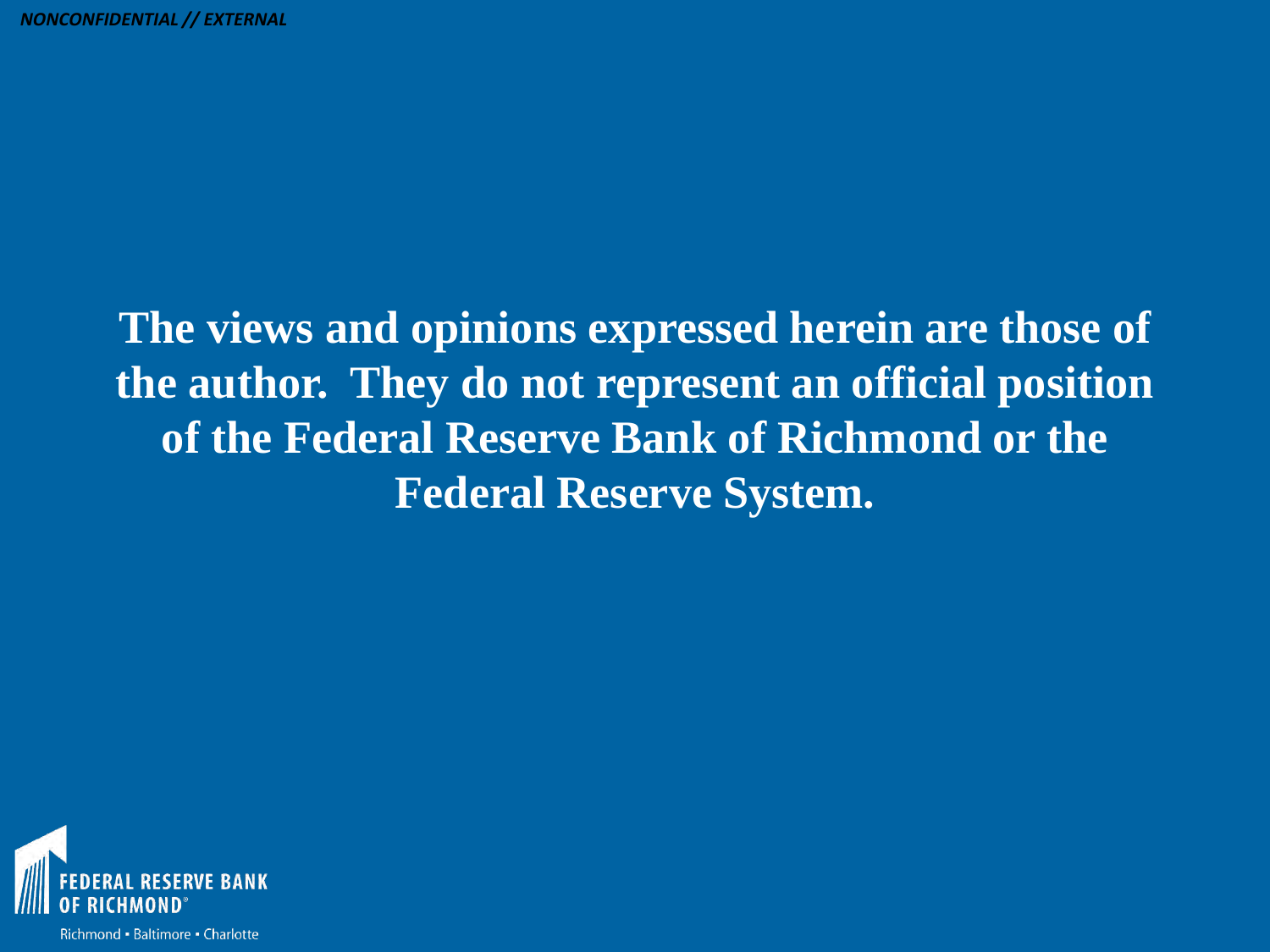**The views and opinions expressed herein are those of the author. They do not represent an official position of the Federal Reserve Bank of Richmond or the Federal Reserve System.**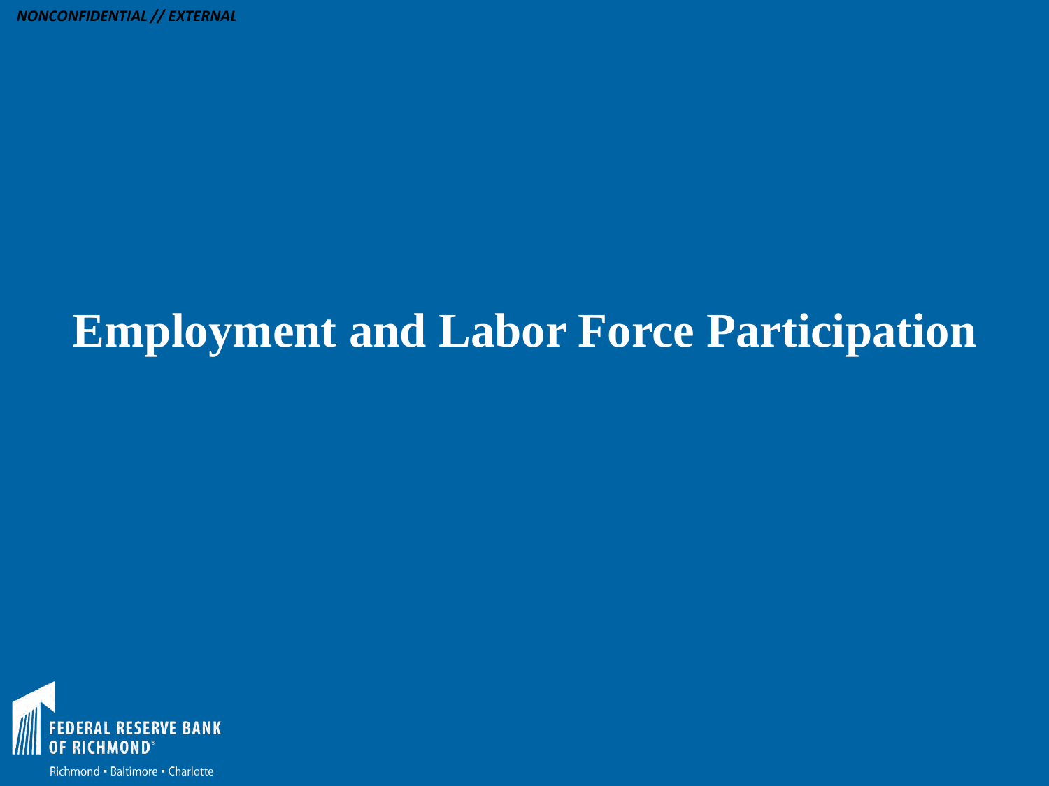# Employment and Labor Force Participation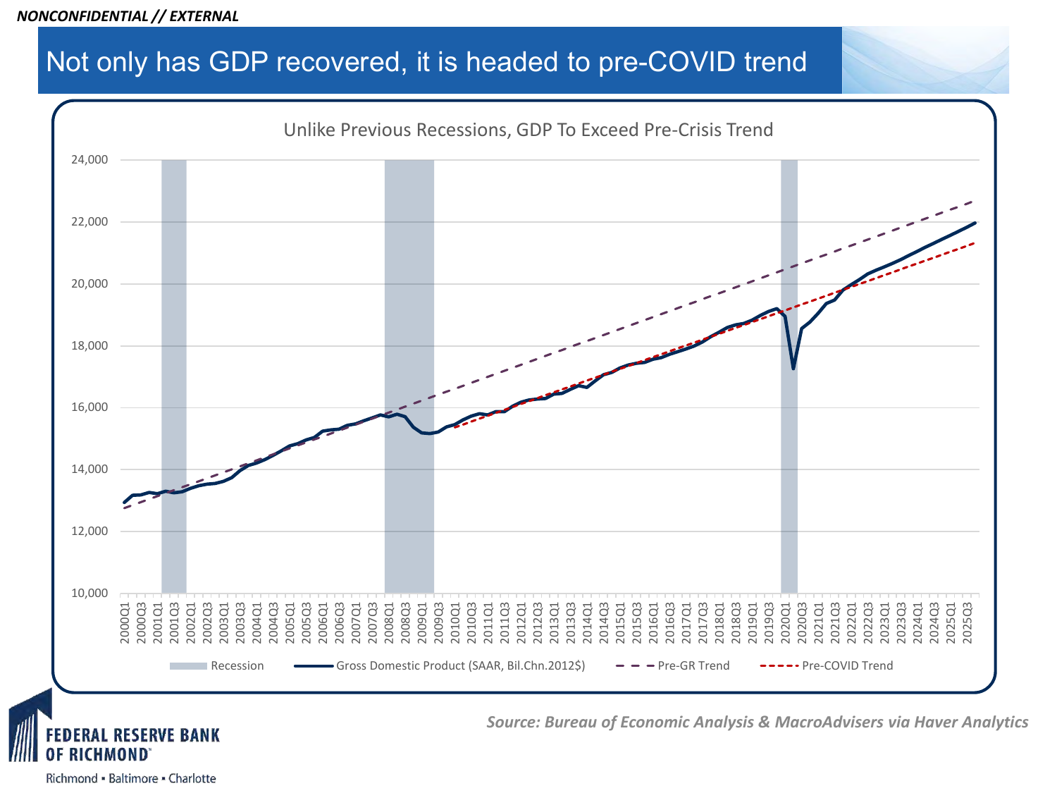NONCONFIDENTIAL // EXTERNAL

# Not only has GDP recovered, it is headed to pre-COVID trend

Unlike Previous Recessions, GDP To Exceed Pre-Crisis Trend

24,000
22,000
20,000
18,000
16,000
14,000
12,000
10,000

2000Q1 2000Q3 2001Q1 2001Q3 2002Q1 2002Q3 2003Q1 2003Q3 2004Q1 2004Q3 2005Q1 2005Q3 2006Q1 2006Q3 2007Q1 2007Q3 2008Q1 2008Q3 2009Q1 2009Q3 2010Q1 2010Q3 2011Q1 2011Q3 2012Q1 2012Q3 2013Q1 2013Q3 2014Q1 2014Q3 2015Q1 2015Q3 2016Q1 2016Q3 2017Q1 2017Q3 2018Q1 2018Q3 2019Q1 2019Q3 2020Q1 2020Q3 2021Q1 2021Q3 2022Q1 2022Q3 2023Q1 2023Q3 2024Q1 2024Q3 2025Q1 2025Q3

Recession — Gross Domestic Product (SAAR, Bil.Chn.2012$) — Pre-GR Trend — Pre-COVID Trend

*Source: Bureau of Economic Analysis & MacroAdvisers via Haver Analytics*

FEDERAL RESERVE BANK OF RICHMOND
Richmond ▪ Baltimore ▪ Charlotte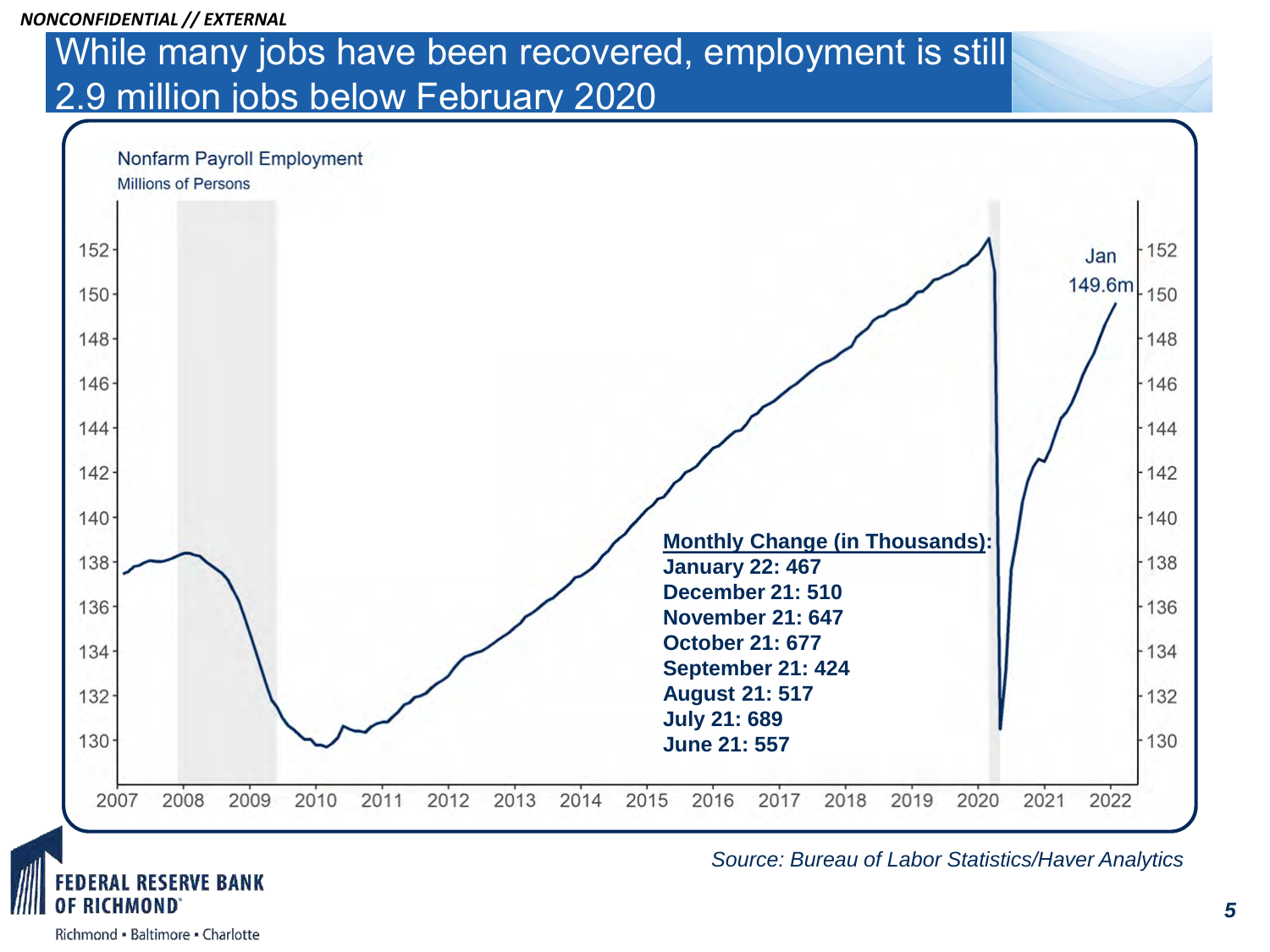NONCONFIDENTIAL // EXTERNAL

# While many jobs have been recovered, employment is still 2.9 million jobs below February 2020

Nonfarm Payroll Employment

Millions of Persons

Jan 149.6m

**Monthly Change (in Thousands):**

**January 22: 467**
**December 21: 510**
**November 21: 647**
**October 21: 677**
**September 21: 424**
**August 21: 517**
**July 21: 689**
**June 21: 557**

*Source: Bureau of Labor Statistics/Haver Analytics*

FEDERAL RESERVE BANK OF RICHMOND

Richmond ▪ Baltimore ▪ Charlotte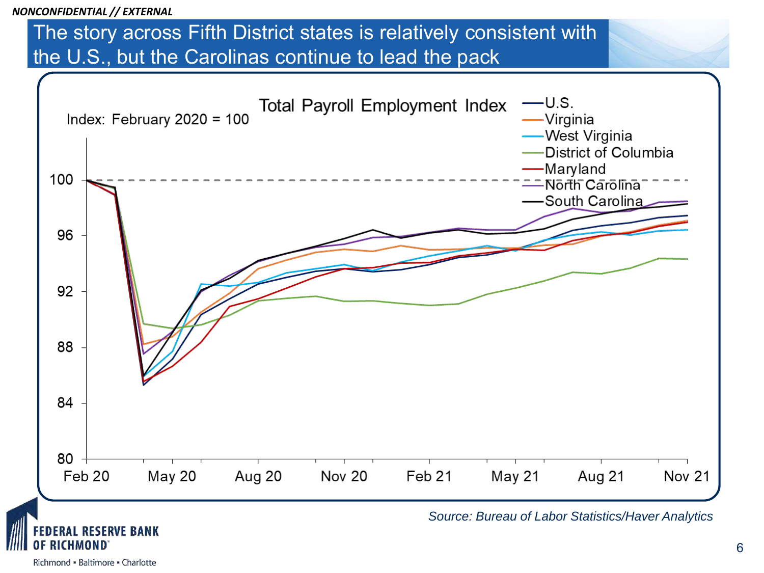NONCONFIDENTIAL // EXTERNAL

# The story across Fifth District states is relatively consistent with the U.S., but the Carolinas continue to lead the pack

**Total Payroll Employment Index**

Index: February 2020 = 100

Legend: U.S., Virginia, West Virginia, District of Columbia, Maryland, North Carolina, South Carolina

Y-axis: 80, 84, 88, 92, 96, 100

X-axis: Feb 20, May 20, Aug 20, Nov 20, Feb 21, May 21, Aug 21, Nov 21

*Source: Bureau of Labor Statistics/Haver Analytics*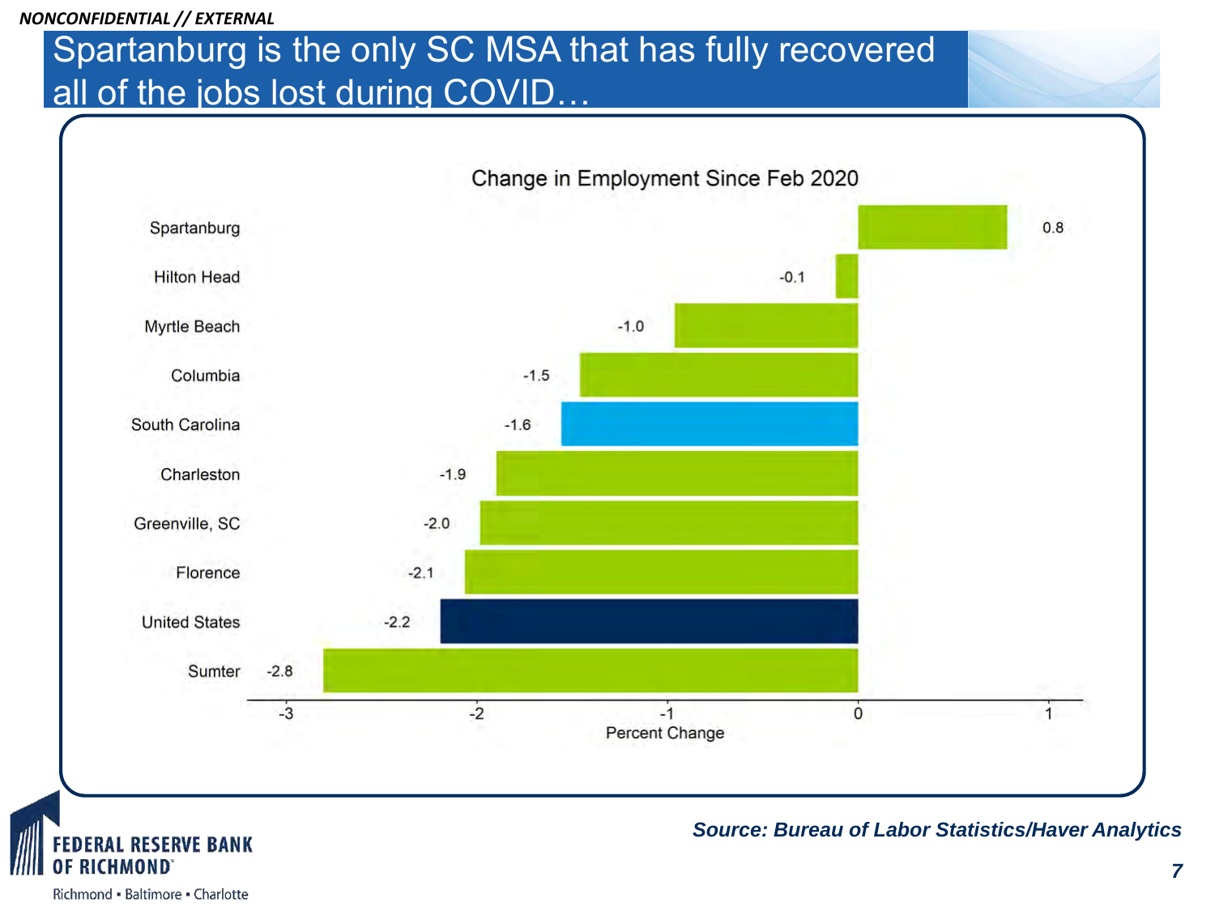NONCONFIDENTIAL // EXTERNAL

# Spartanburg is the only SC MSA that has fully recovered all of the jobs lost during COVID…

**Change in Employment Since Feb 2020**

| Area | Percent Change |
| --- | --- |
| Spartanburg | 0.8 |
| Hilton Head | -0.1 |
| Myrtle Beach | -1.0 |
| Columbia | -1.5 |
| South Carolina | -1.6 |
| Charleston | -1.9 |
| Greenville, SC | -2.0 |
| Florence | -2.1 |
| United States | -2.2 |
| Sumter | -2.8 |

*Source: Bureau of Labor Statistics/Haver Analytics*

FEDERAL RESERVE BANK OF RICHMOND

Richmond ▪ Baltimore ▪ Charlotte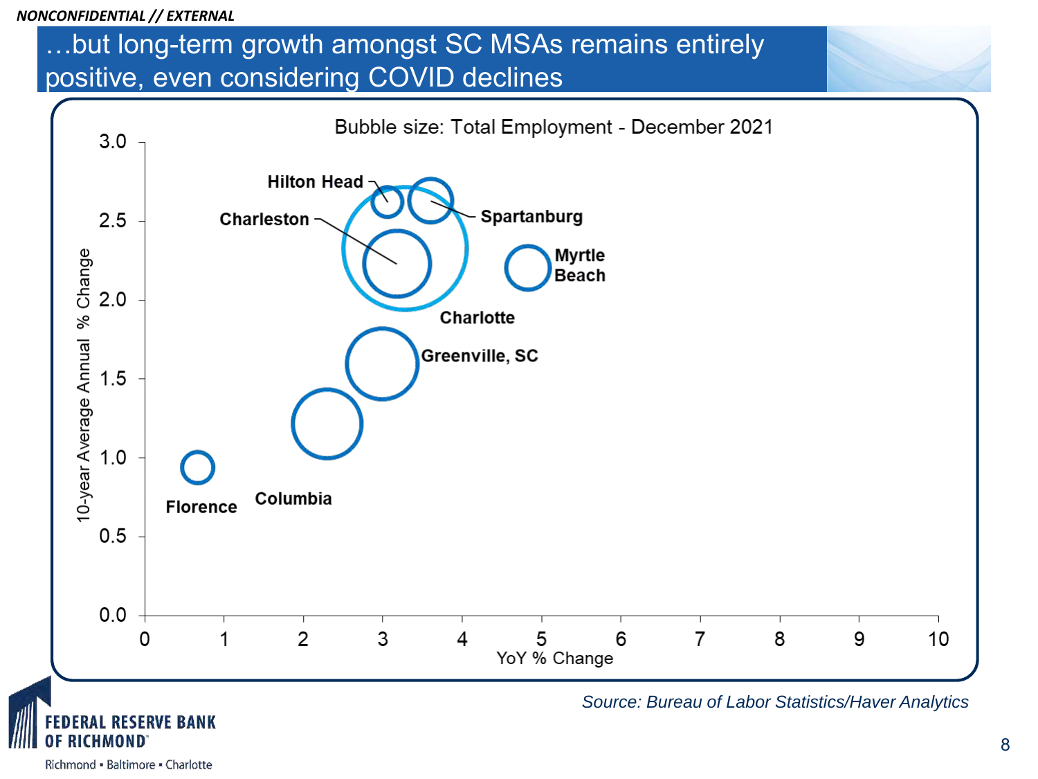NONCONFIDENTIAL // EXTERNAL

# …but long-term growth amongst SC MSAs remains entirely positive, even considering COVID declines

Bubble size: Total Employment - December 2021

10-year Average Annual % Change (y-axis: 0.0 – 3.0); YoY % Change (x-axis: 0 – 10)

Hilton Head, Spartanburg, Charleston, Myrtle Beach, Charlotte, Greenville, SC, Columbia, Florence

*Source: Bureau of Labor Statistics/Haver Analytics*

FEDERAL RESERVE BANK OF RICHMOND
Richmond ▪ Baltimore ▪ Charlotte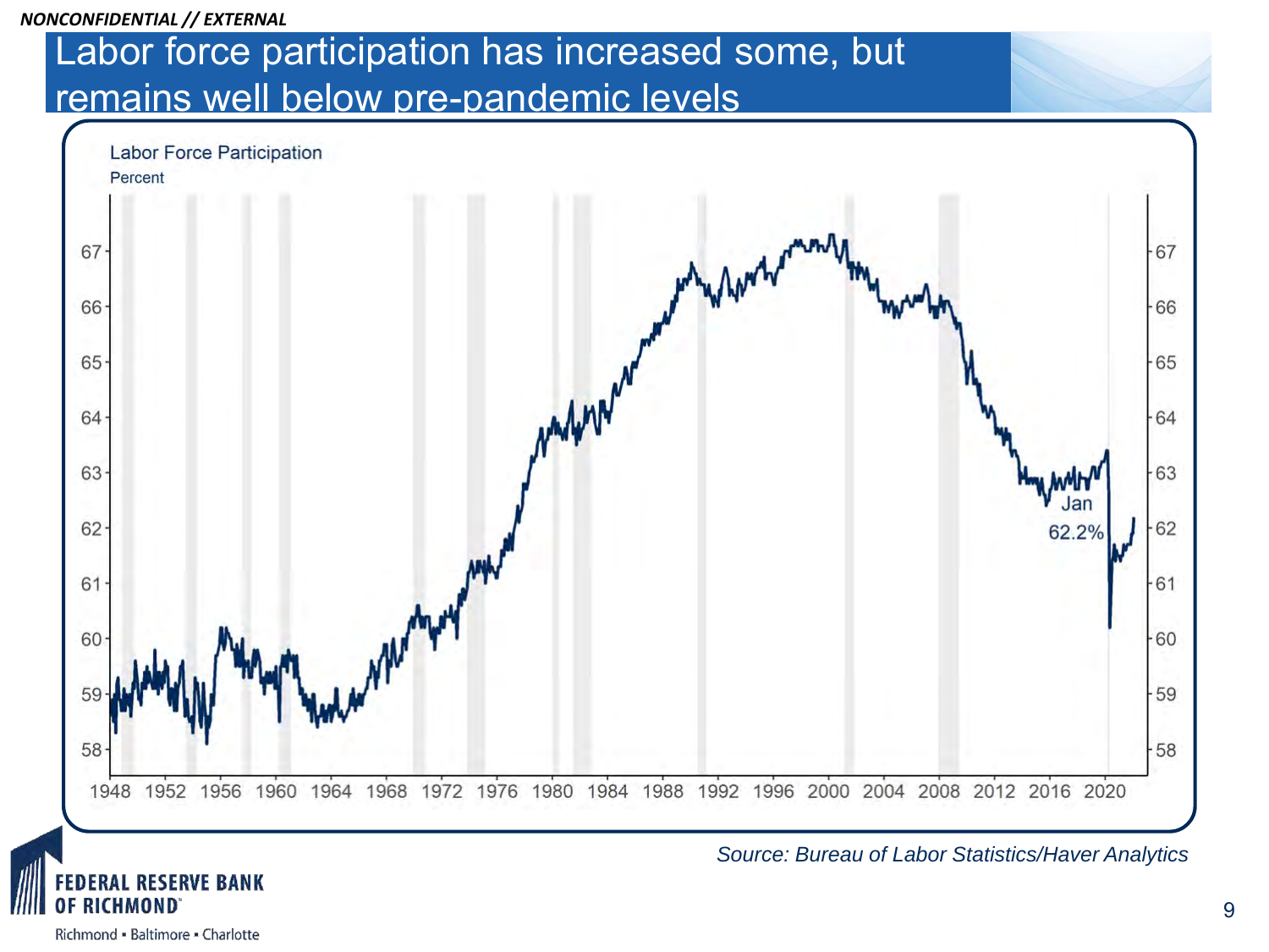NONCONFIDENTIAL // EXTERNAL

# Labor force participation has increased some, but remains well below pre-pandemic levels

Labor Force Participation

Percent

Jan 62.2%

*Source: Bureau of Labor Statistics/Haver Analytics*

FEDERAL RESERVE BANK OF RICHMOND

Richmond • Baltimore • Charlotte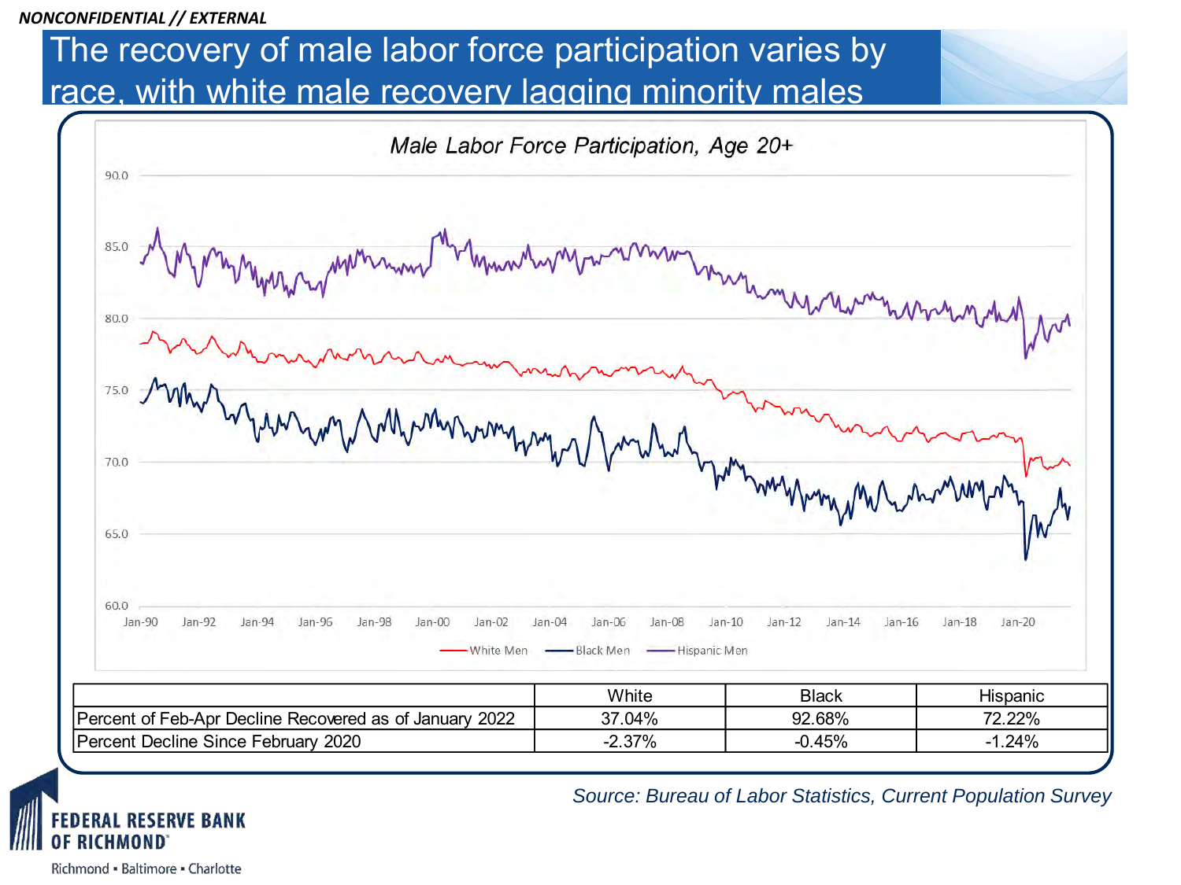NONCONFIDENTIAL // EXTERNAL

# The recovery of male labor force participation varies by race, with white male recovery lagging minority males

Male Labor Force Participation, Age 20+

| | White | Black | Hispanic |
|---|---|---|---|
| Percent of Feb-Apr Decline Recovered as of January 2022 | 37.04% | 92.68% | 72.22% |
| Percent Decline Since February 2020 | -2.37% | -0.45% | -1.24% |

*Source: Bureau of Labor Statistics, Current Population Survey*

FEDERAL RESERVE BANK OF RICHMOND

Richmond ▪ Baltimore ▪ Charlotte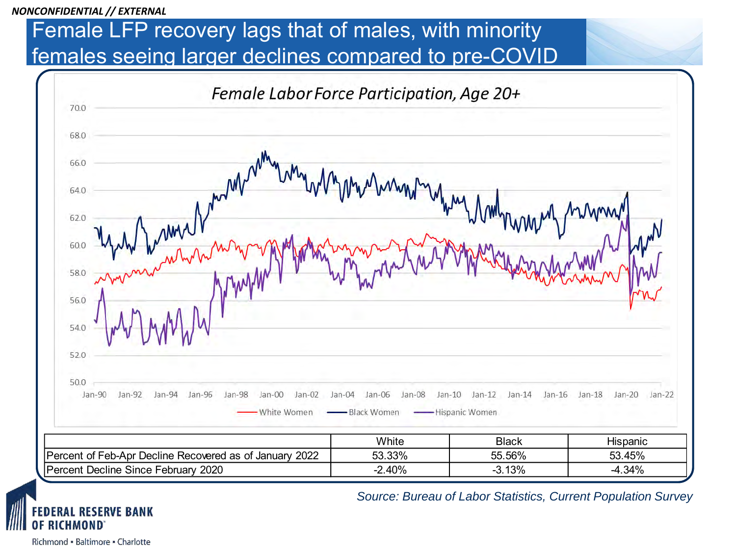# Female LFP recovery lags that of males, with minority females seeing larger declines compared to pre-COVID

**Female Labor Force Participation, Age 20+**

| | White | Black | Hispanic |
|---|---|---|---|
| Percent of Feb-Apr Decline Recovered as of January 2022 | 53.33% | 55.56% | 53.45% |
| Percent Decline Since February 2020 | -2.40% | -3.13% | -4.34% |

*Source: Bureau of Labor Statistics, Current Population Survey*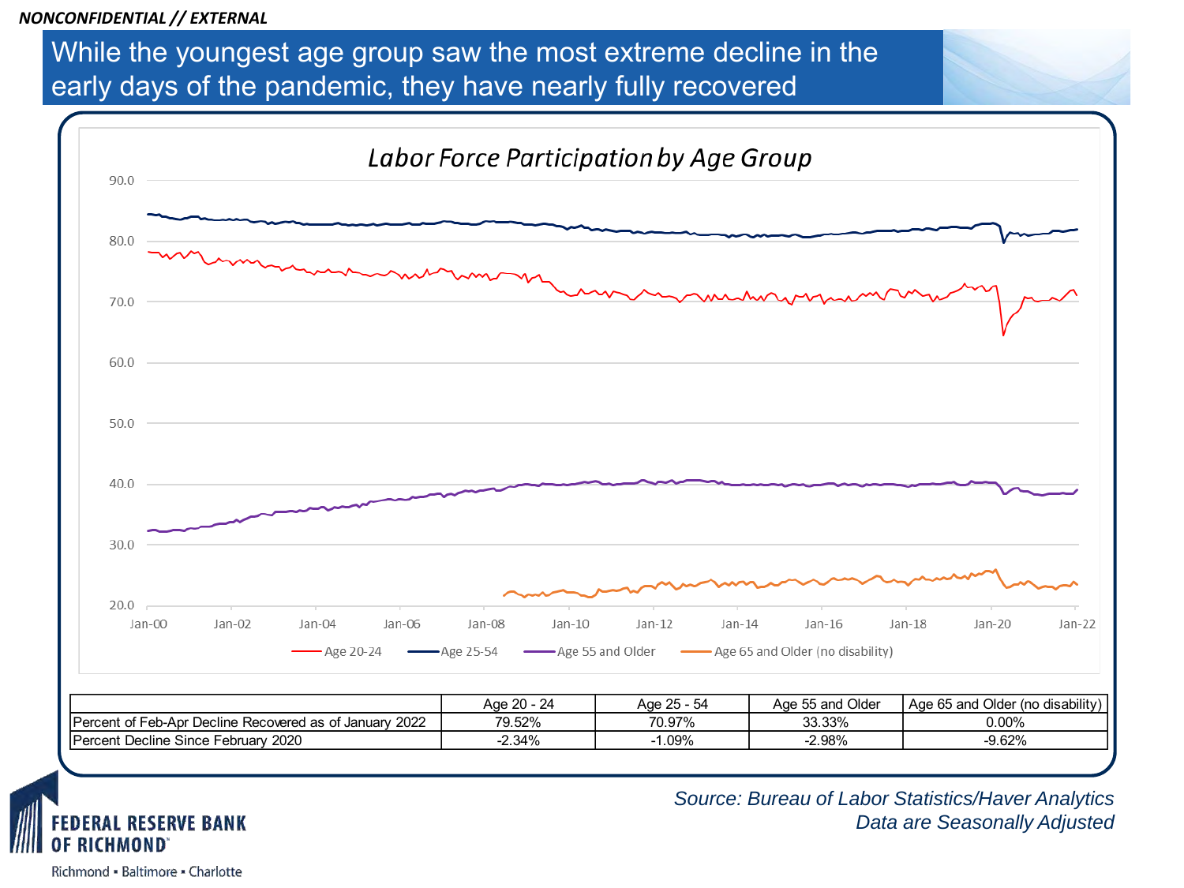*NONCONFIDENTIAL // EXTERNAL*

# While the youngest age group saw the most extreme decline in the early days of the pandemic, they have nearly fully recovered

*Labor Force Participation by Age Group*

| | Age 20 - 24 | Age 25 - 54 | Age 55 and Older | Age 65 and Older (no disability) |
|---|---|---|---|---|
| Percent of Feb-Apr Decline Recovered as of January 2022 | 79.52% | 70.97% | 33.33% | 0.00% |
| Percent Decline Since February 2020 | -2.34% | -1.09% | -2.98% | -9.62% |

*Source: Bureau of Labor Statistics/Haver Analytics*
*Data are Seasonally Adjusted*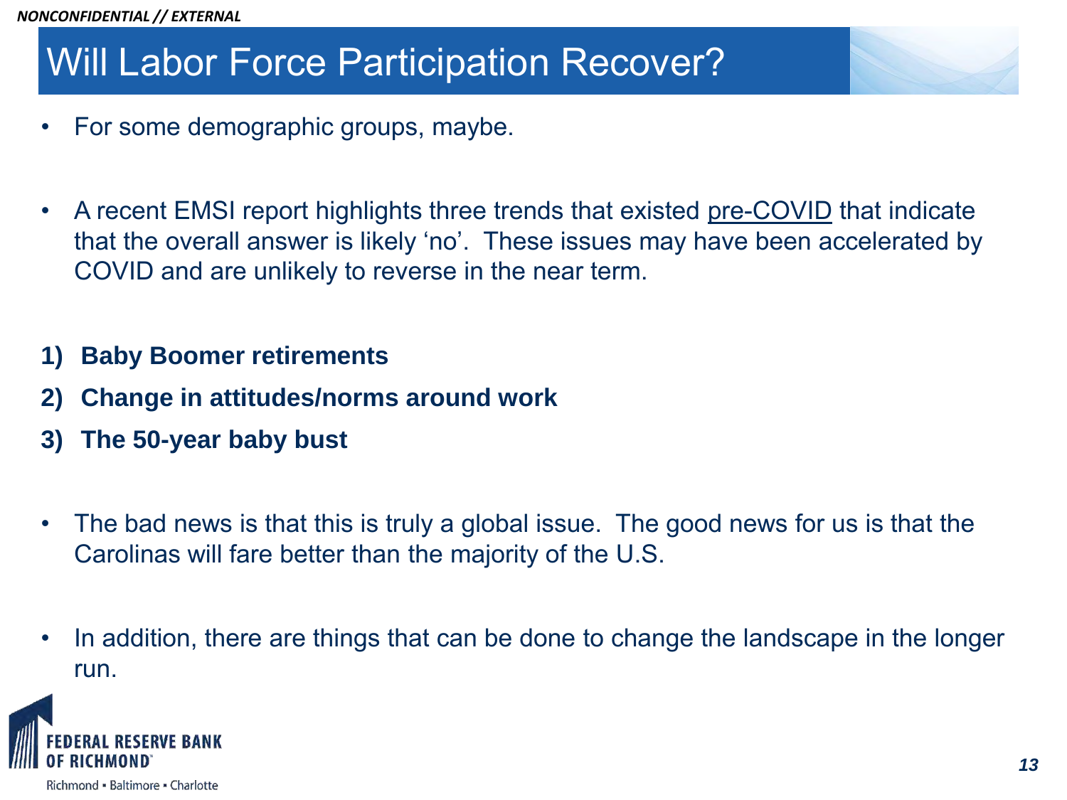# Will Labor Force Participation Recover?

- For some demographic groups, maybe.

- A recent EMSI report highlights three trends that existed pre-COVID that indicate that the overall answer is likely 'no'. These issues may have been accelerated by COVID and are unlikely to reverse in the near term.

1) **Baby Boomer retirements**
2) **Change in attitudes/norms around work**
3) **The 50-year baby bust**

- The bad news is that this is truly a global issue. The good news for us is that the Carolinas will fare better than the majority of the U.S.

- In addition, there are things that can be done to change the landscape in the longer run.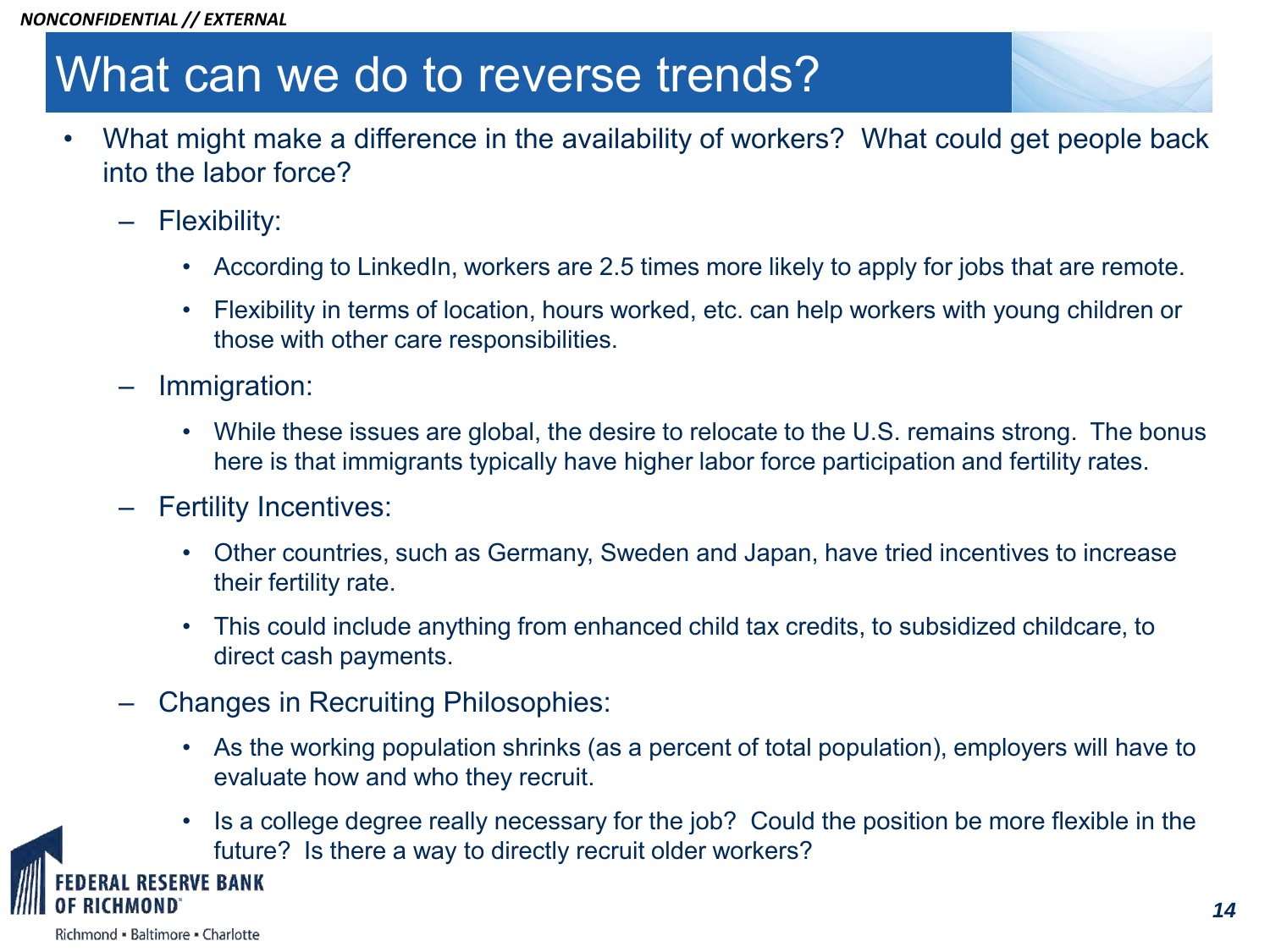# What can we do to reverse trends?

- What might make a difference in the availability of workers? What could get people back into the labor force?
  - Flexibility:
    - According to LinkedIn, workers are 2.5 times more likely to apply for jobs that are remote.
    - Flexibility in terms of location, hours worked, etc. can help workers with young children or those with other care responsibilities.
  - Immigration:
    - While these issues are global, the desire to relocate to the U.S. remains strong. The bonus here is that immigrants typically have higher labor force participation and fertility rates.
  - Fertility Incentives:
    - Other countries, such as Germany, Sweden and Japan, have tried incentives to increase their fertility rate.
    - This could include anything from enhanced child tax credits, to subsidized childcare, to direct cash payments.
  - Changes in Recruiting Philosophies:
    - As the working population shrinks (as a percent of total population), employers will have to evaluate how and who they recruit.
    - Is a college degree really necessary for the job? Could the position be more flexible in the future? Is there a way to directly recruit older workers?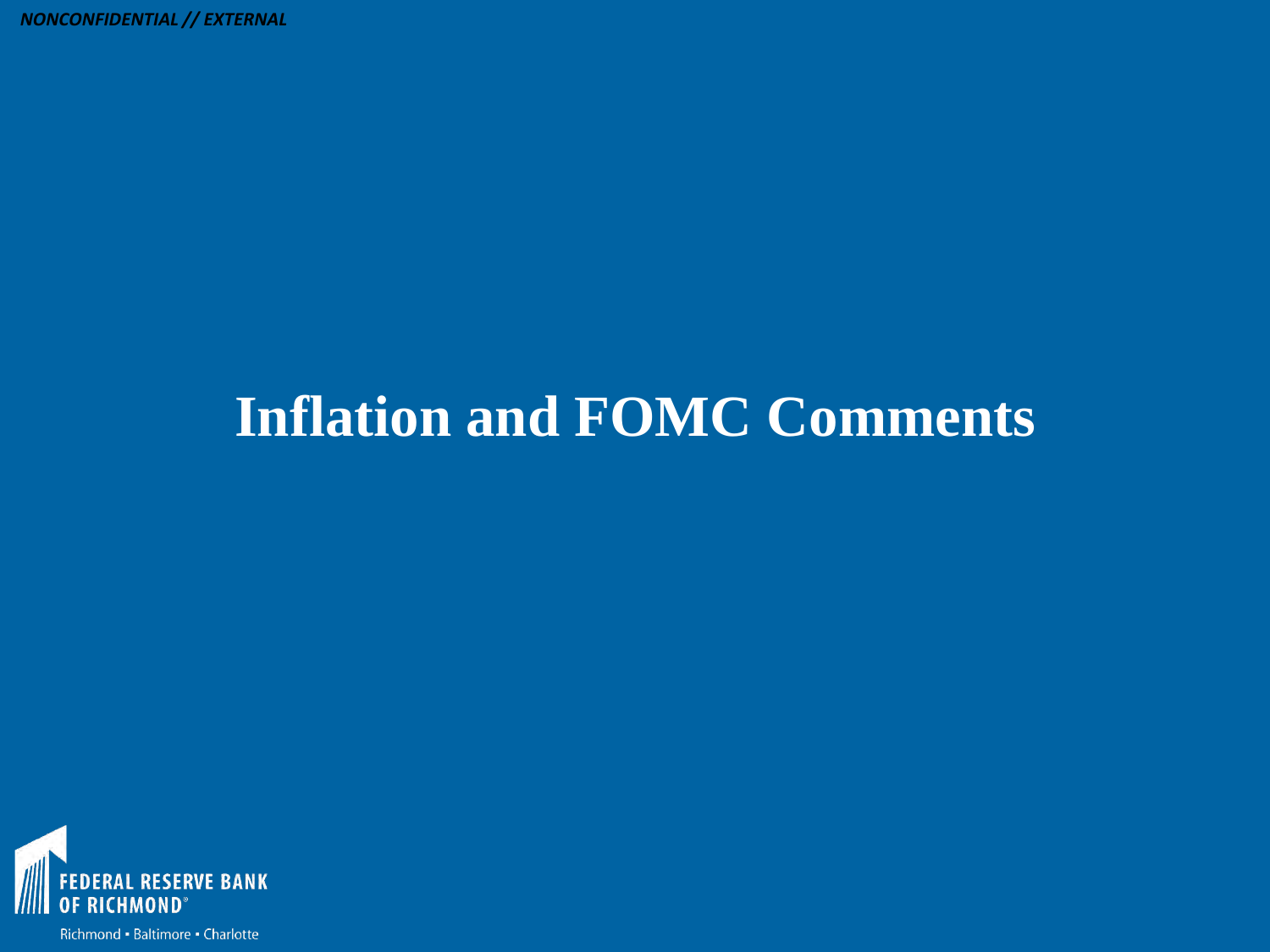# Inflation and FOMC Comments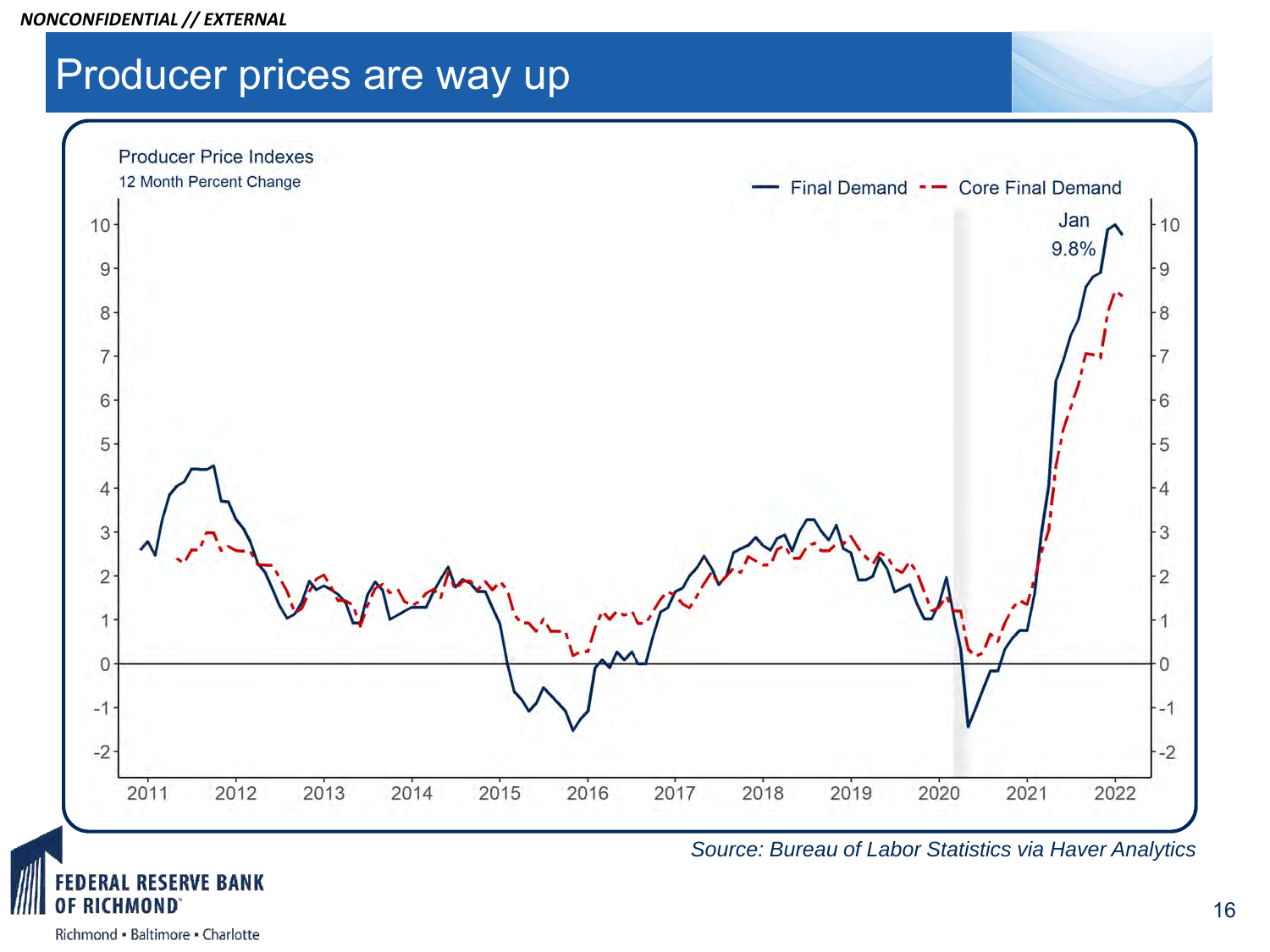NONCONFIDENTIAL // EXTERNAL

# Producer prices are way up

Producer Price Indexes

12 Month Percent Change

— Final Demand - - Core Final Demand

Jan 9.8%

*Source: Bureau of Labor Statistics via Haver Analytics*

FEDERAL RESERVE BANK OF RICHMOND

Richmond ▪ Baltimore ▪ Charlotte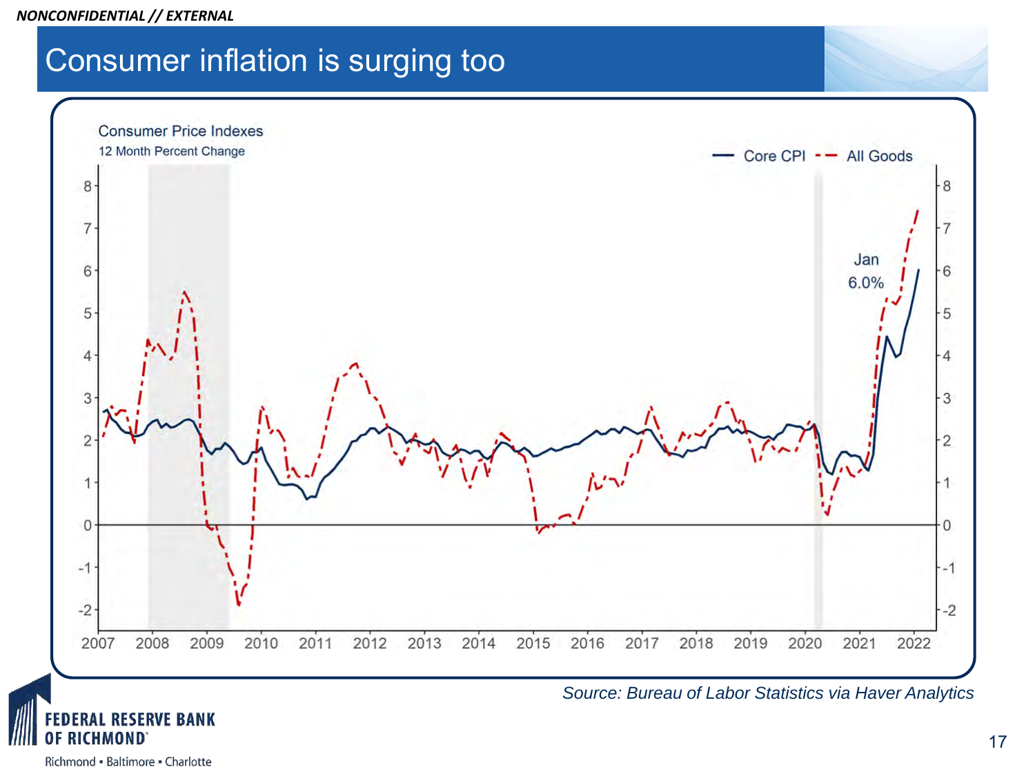NONCONFIDENTIAL // EXTERNAL

# Consumer inflation is surging too

Consumer Price Indexes

12 Month Percent Change

— Core CPI - - All Goods

Jan 6.0%

*Source: Bureau of Labor Statistics via Haver Analytics*

FEDERAL RESERVE BANK OF RICHMOND

Richmond ▪ Baltimore ▪ Charlotte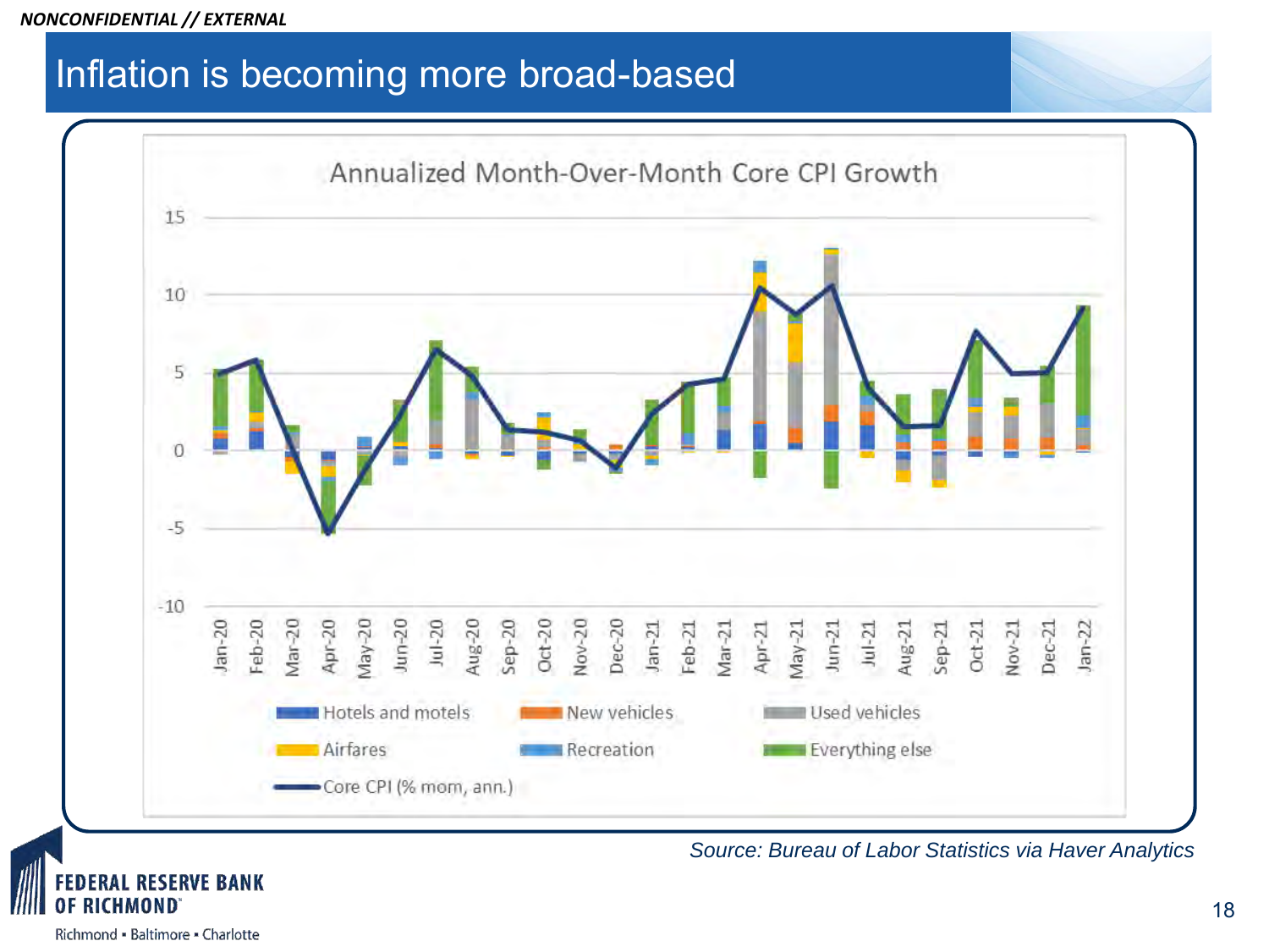NONCONFIDENTIAL // EXTERNAL

# Inflation is becoming more broad-based

Annualized Month-Over-Month Core CPI Growth

Legend: Hotels and motels; New vehicles; Used vehicles; Airfares; Recreation; Everything else; Core CPI (% mom, ann.)

*Source: Bureau of Labor Statistics via Haver Analytics*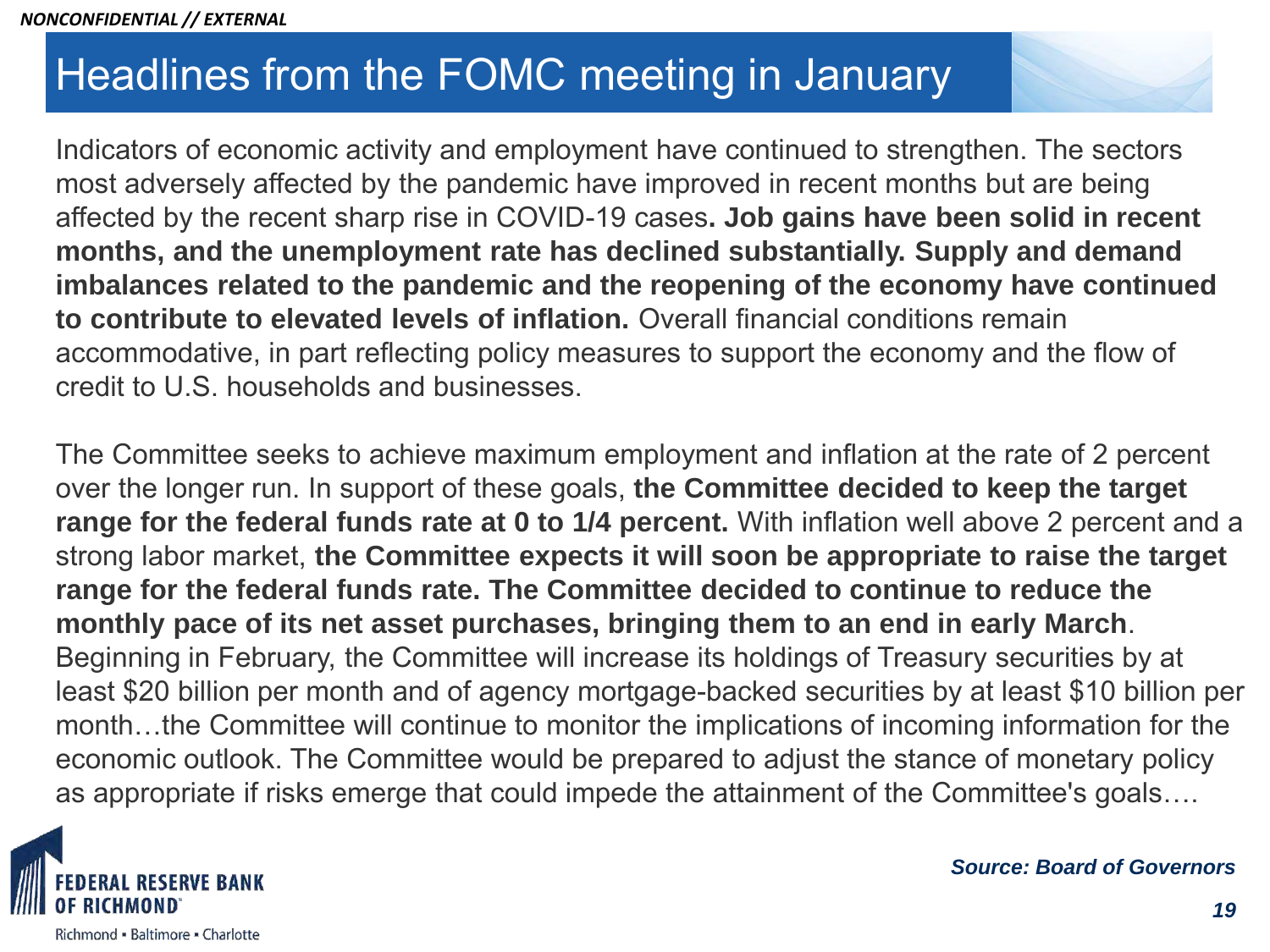NONCONFIDENTIAL // EXTERNAL

# Headlines from the FOMC meeting in January

Indicators of economic activity and employment have continued to strengthen. The sectors most adversely affected by the pandemic have improved in recent months but are being affected by the recent sharp rise in COVID-19 cases**. Job gains have been solid in recent months, and the unemployment rate has declined substantially. Supply and demand imbalances related to the pandemic and the reopening of the economy have continued to contribute to elevated levels of inflation.** Overall financial conditions remain accommodative, in part reflecting policy measures to support the economy and the flow of credit to U.S. households and businesses.

The Committee seeks to achieve maximum employment and inflation at the rate of 2 percent over the longer run. In support of these goals, **the Committee decided to keep the target range for the federal funds rate at 0 to 1/4 percent.** With inflation well above 2 percent and a strong labor market, **the Committee expects it will soon be appropriate to raise the target range for the federal funds rate. The Committee decided to continue to reduce the monthly pace of its net asset purchases, bringing them to an end in early March**. Beginning in February, the Committee will increase its holdings of Treasury securities by at least $20 billion per month and of agency mortgage-backed securities by at least $10 billion per month…the Committee will continue to monitor the implications of incoming information for the economic outlook. The Committee would be prepared to adjust the stance of monetary policy as appropriate if risks emerge that could impede the attainment of the Committee's goals….

*Source: Board of Governors*

FEDERAL RESERVE BANK OF RICHMOND

Richmond ▪ Baltimore ▪ Charlotte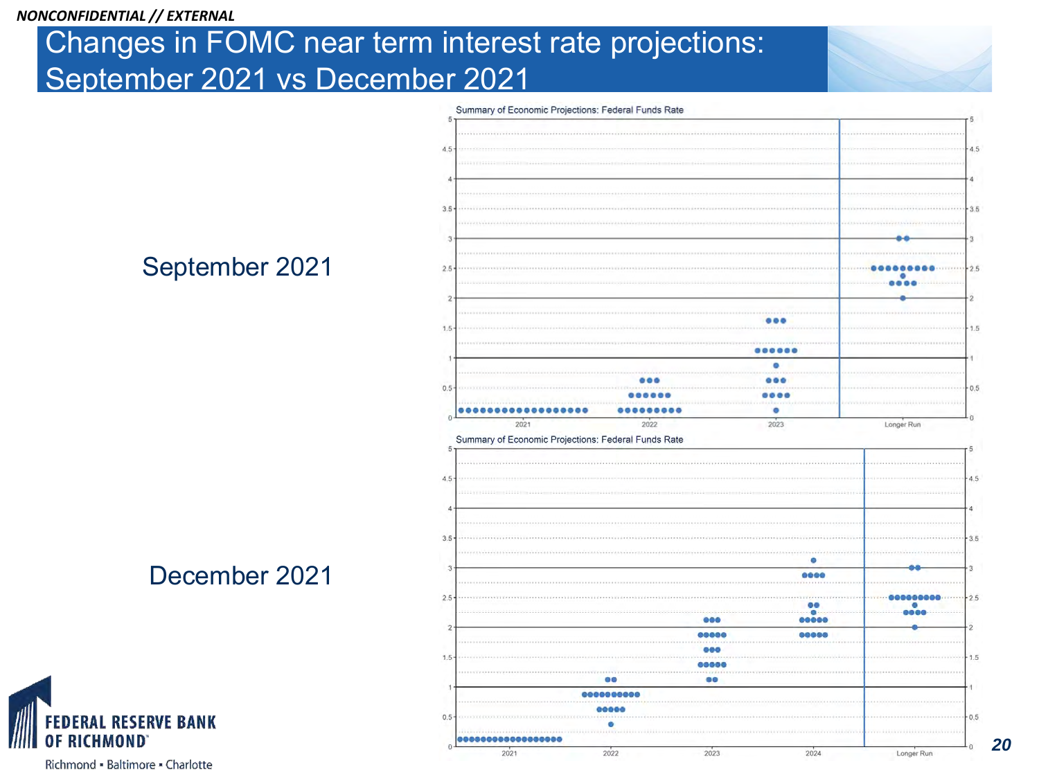NONCONFIDENTIAL // EXTERNAL

# Changes in FOMC near term interest rate projections: September 2021 vs December 2021

September 2021

Summary of Economic Projections: Federal Funds Rate

December 2021

Summary of Economic Projections: Federal Funds Rate

FEDERAL RESERVE BANK OF RICHMOND

Richmond ▪ Baltimore ▪ Charlotte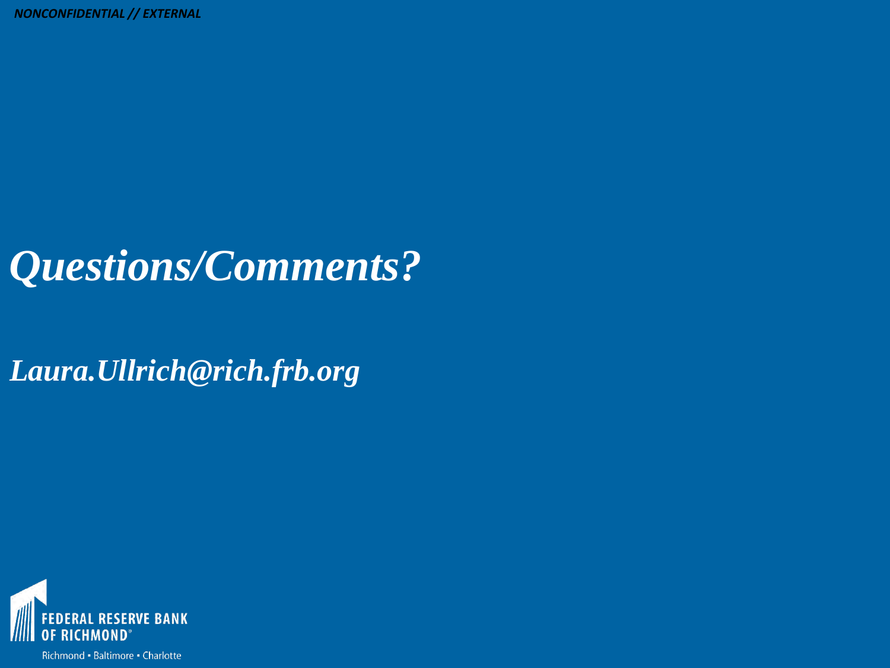NONCONFIDENTIAL // EXTERNAL

# *Questions/Comments?*

***Laura.Ullrich@rich.frb.org***

FEDERAL RESERVE BANK OF RICHMOND

Richmond ▪ Baltimore ▪ Charlotte